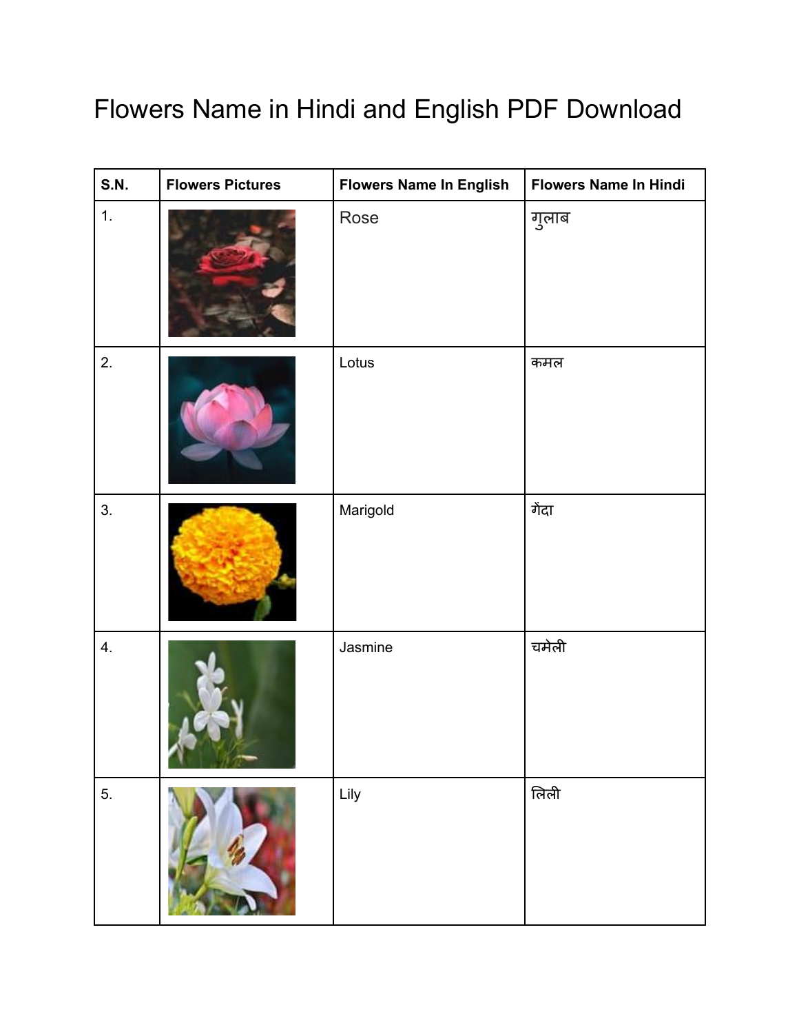# Flowers Name in Hindi and English PDF Download

| S.N. | Flowers Pictures | Flowers Name In English | Flowers Name In Hindi |
|---|---|---|---|
| 1. | | Rose | गुलाब |
| 2. | | Lotus | कमल |
| 3. | | Marigold | गेंदा |
| 4. | | Jasmine | चमेली |
| 5. | | Lily | लिली |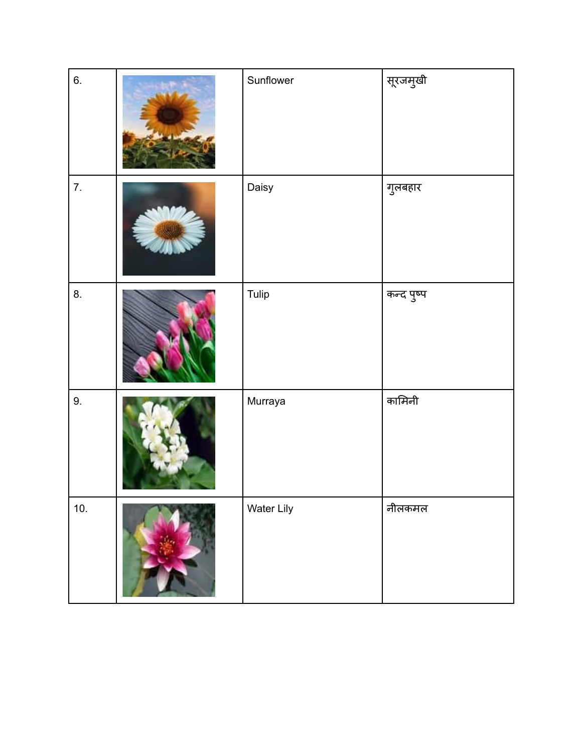| 6. | | Sunflower | सूरजमुखी |
|---|---|---|---|
| 7. | | Daisy | गुलबहार |
| 8. | | Tulip | कन्द पुष्प |
| 9. | | Murraya | कामिनी |
| 10. | | Water Lily | नीलकमल |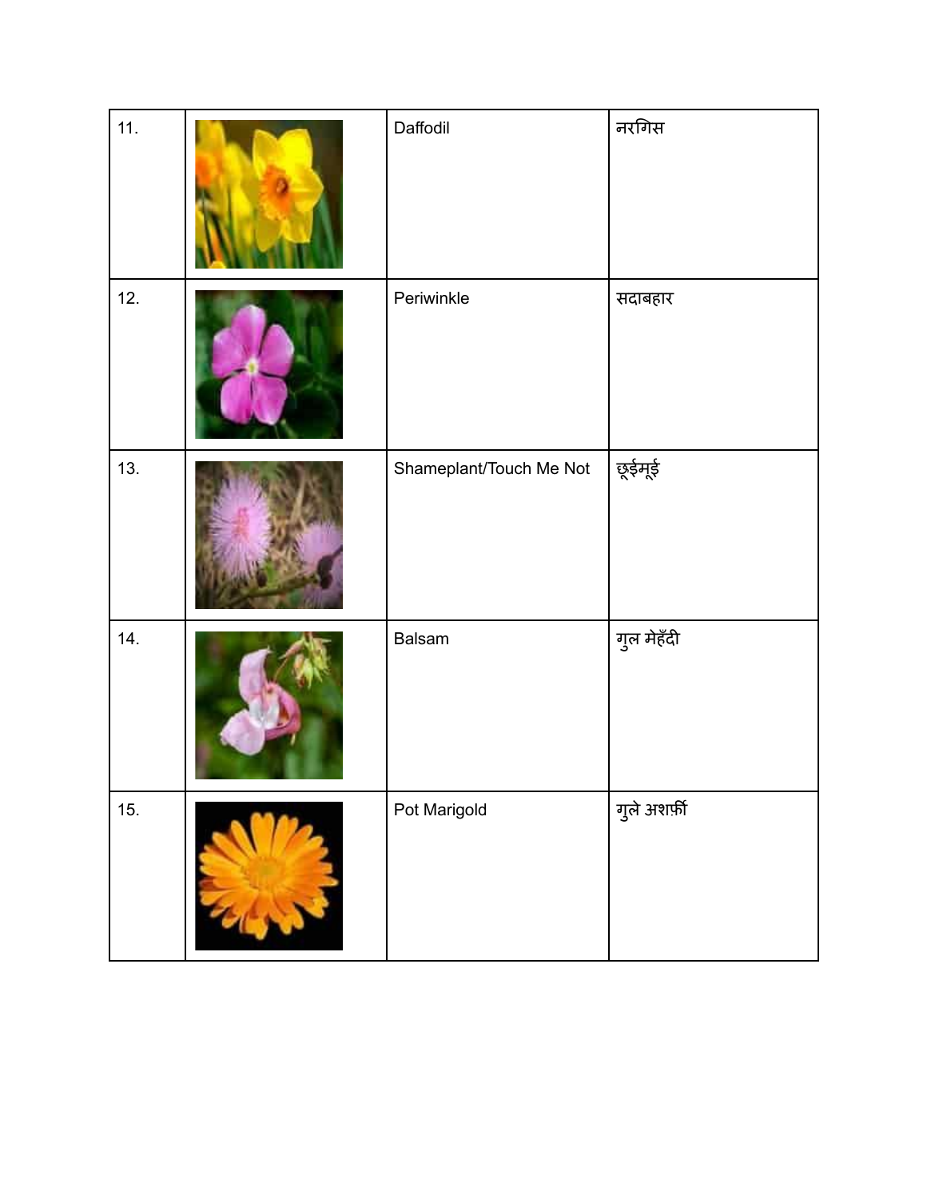| | | | |
|---|---|---|---|
| 11. | | Daffodil | नरगिस |
| 12. | | Periwinkle | सदाबहार |
| 13. | | Shameplant/Touch Me Not | छूईमूई |
| 14. | | Balsam | गुल मेहँदी |
| 15. | | Pot Marigold | गुले अशर्फ़ी |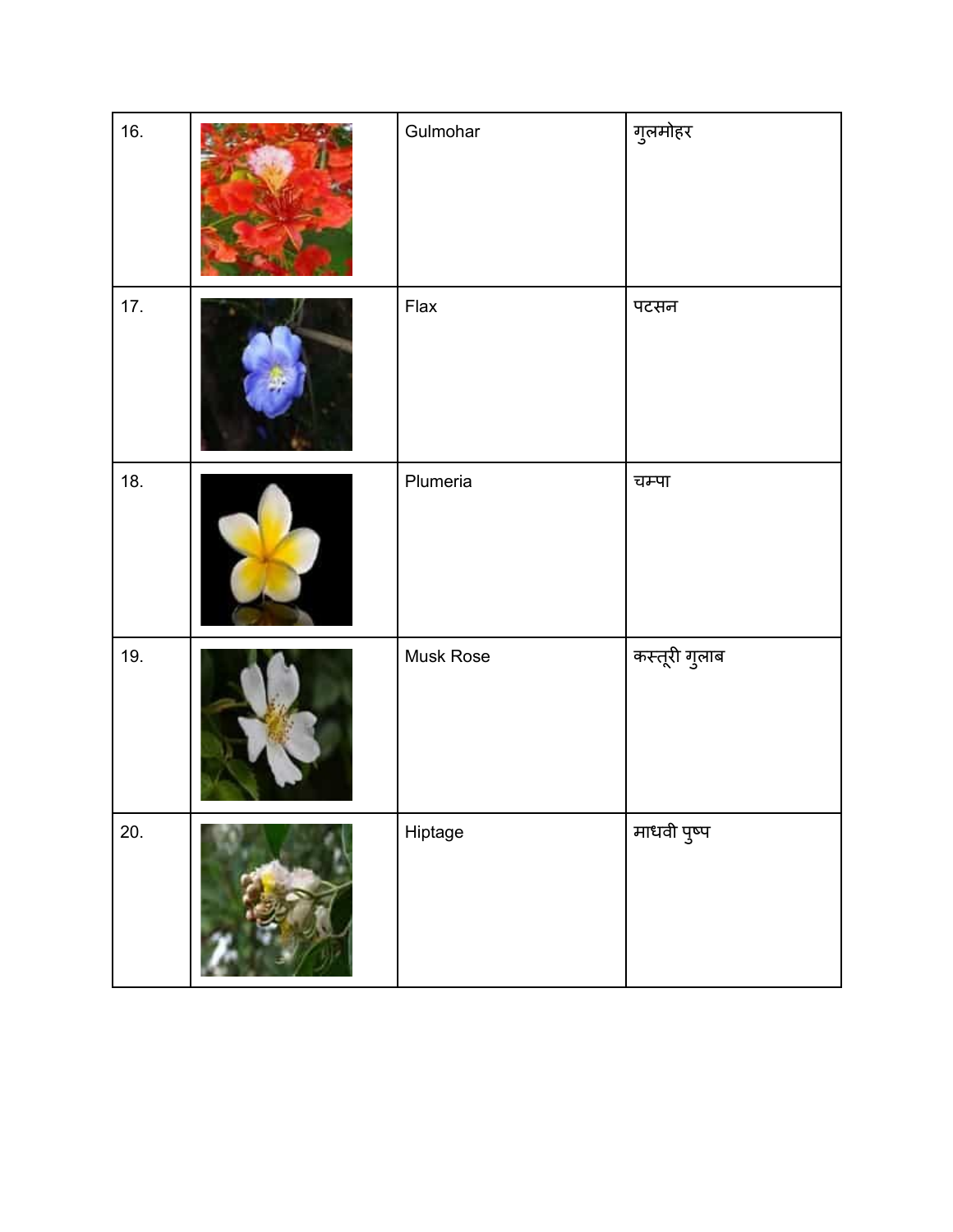| | | | |
|---|---|---|---|
| 16. | | Gulmohar | गुलमोहर |
| 17. | | Flax | पटसन |
| 18. | | Plumeria | चम्पा |
| 19. | | Musk Rose | कस्तूरी गुलाब |
| 20. | | Hiptage | माधवी पुष्प |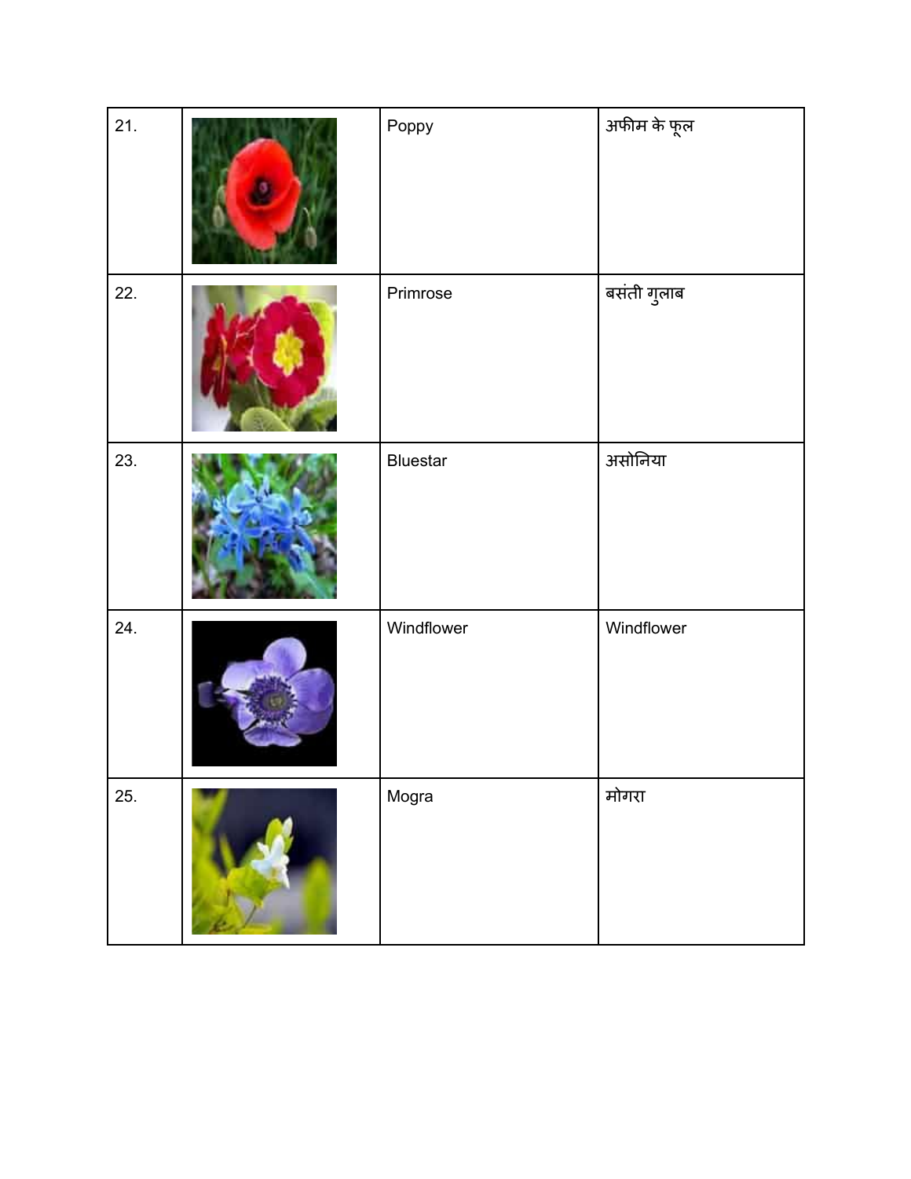| | | | |
|---|---|---|---|
| 21. | | Poppy | अफीम के फूल |
| 22. | | Primrose | बसंती गुलाब |
| 23. | | Bluestar | असोनिया |
| 24. | | Windflower | Windflower |
| 25. | | Mogra | मोगरा |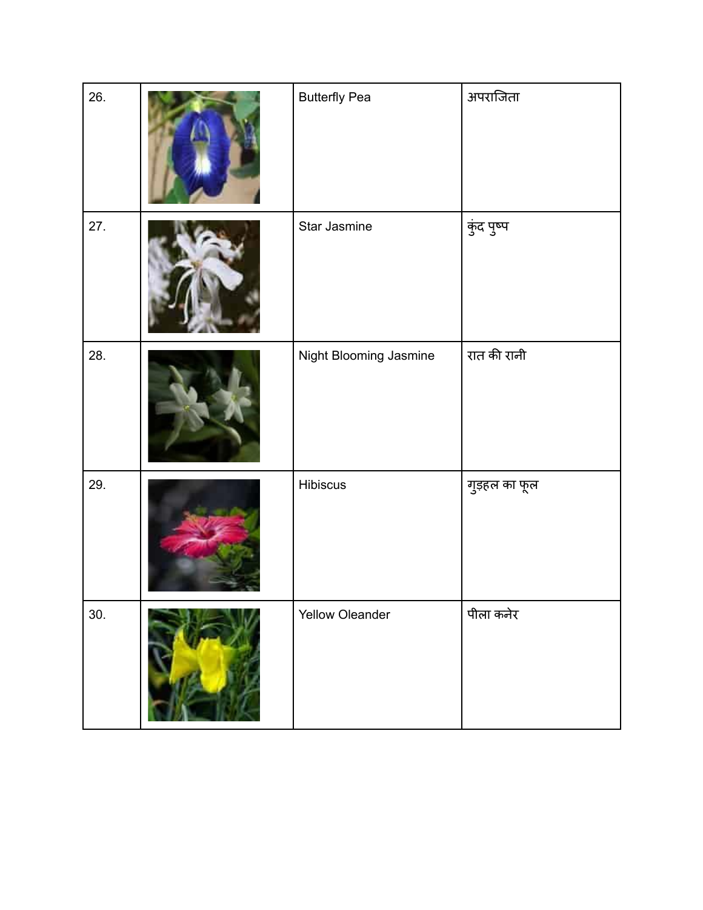| 26. | | Butterfly Pea | अपराजिता |
|---|---|---|---|
| 27. | | Star Jasmine | कुंद पुष्प |
| 28. | | Night Blooming Jasmine | रात की रानी |
| 29. | | Hibiscus | गुड़हल का फूल |
| 30. | | Yellow Oleander | पीला कनेर |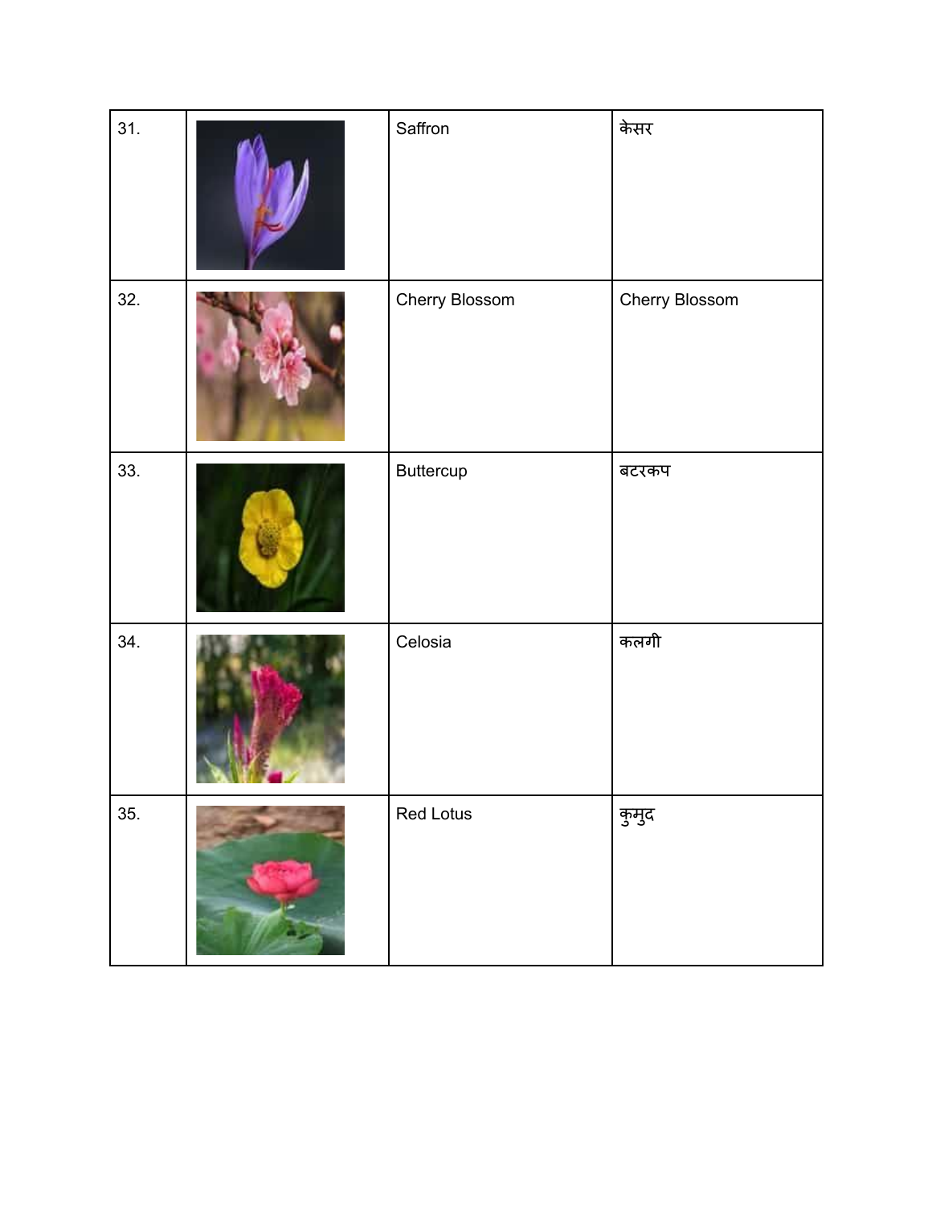| | | | |
|---|---|---|---|
| 31. | | Saffron | केसर |
| 32. | | Cherry Blossom | Cherry Blossom |
| 33. | | Buttercup | बटरकप |
| 34. | | Celosia | कलगी |
| 35. | | Red Lotus | कुमुद |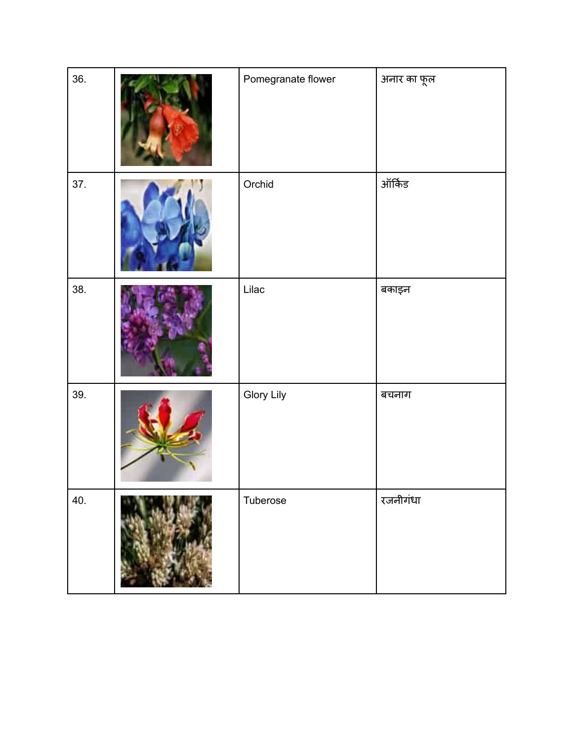| | | | |
|---|---|---|---|
| 36. | | Pomegranate flower | अनार का फूल |
| 37. | | Orchid | ऑर्किड |
| 38. | | Lilac | बकाइन |
| 39. | | Glory Lily | बचनाग |
| 40. | | Tuberose | रजनीगंधा |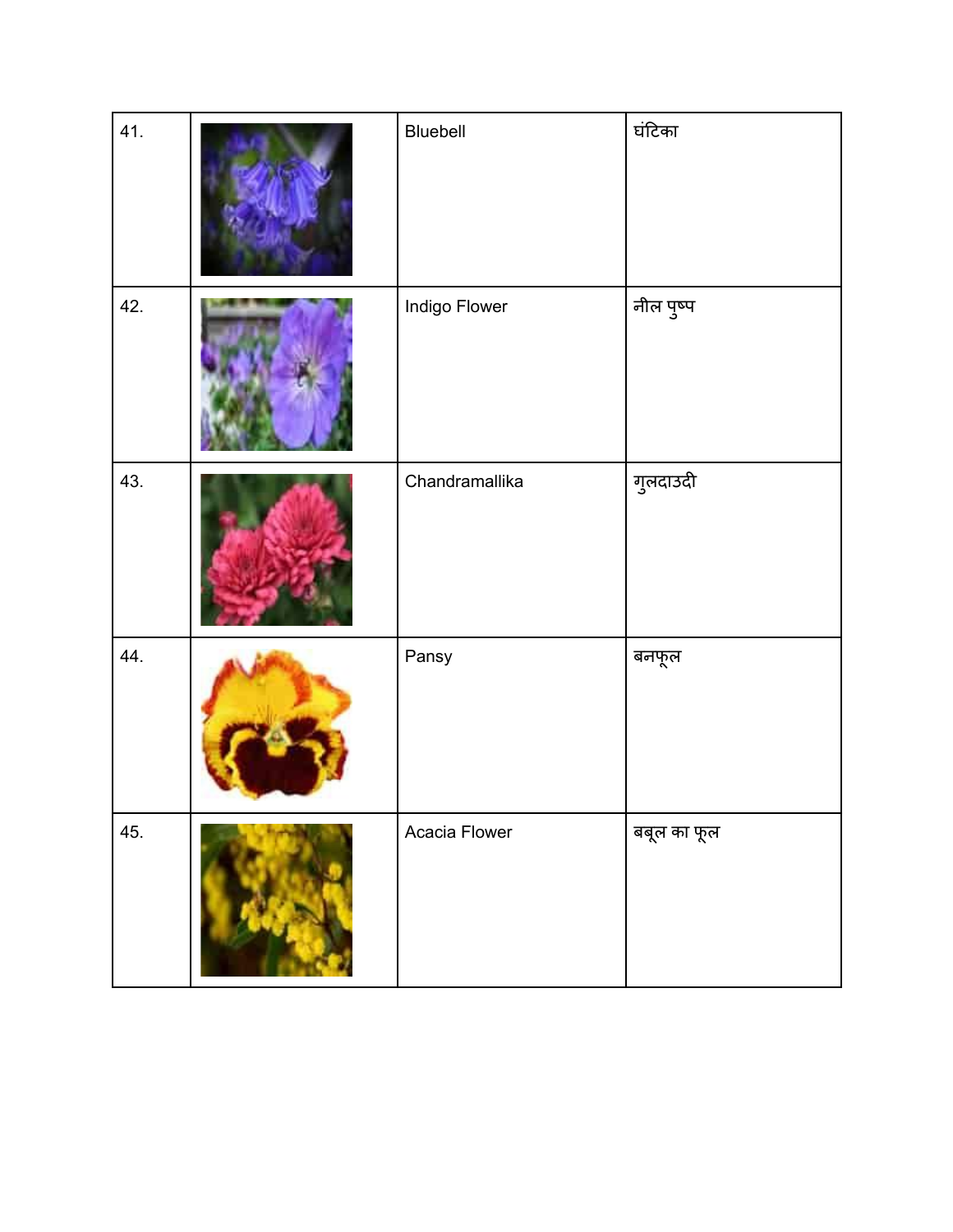| 41. | | Bluebell | घंटिका |
|---|---|---|---|
| 42. | | Indigo Flower | नील पुष्प |
| 43. | | Chandramallika | गुलदाउदी |
| 44. | | Pansy | बनफूल |
| 45. | | Acacia Flower | बबूल का फूल |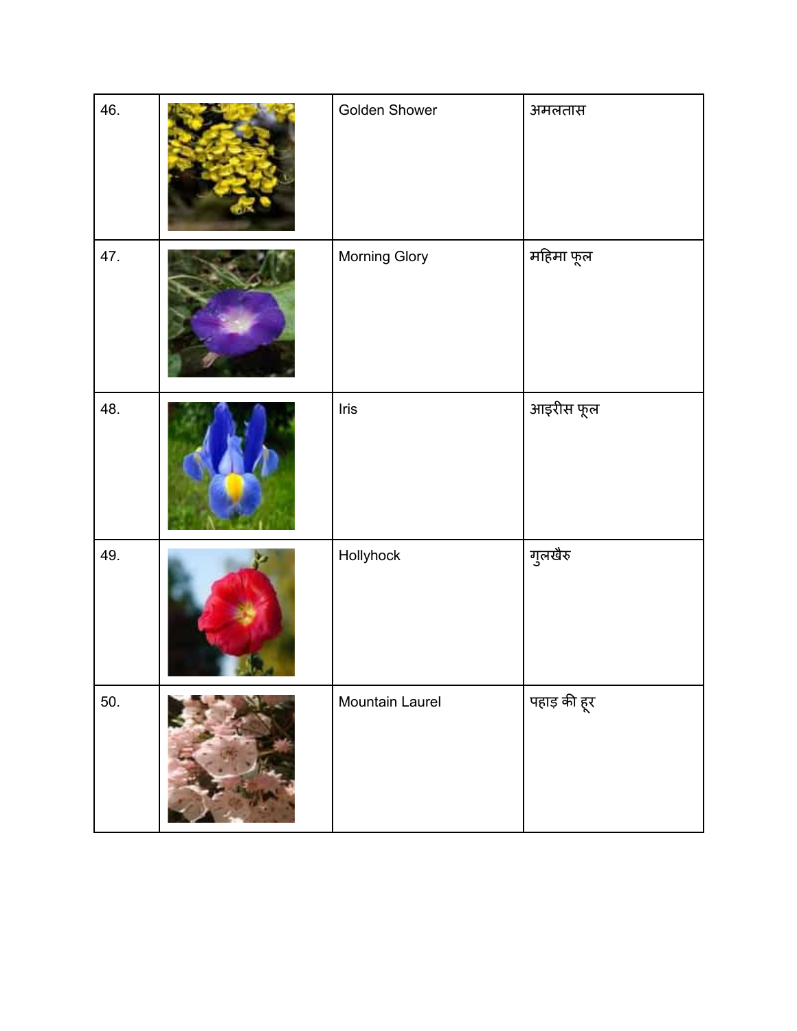| | | | |
|---|---|---|---|
| 46. | | Golden Shower | अमलतास |
| 47. | | Morning Glory | महिमा फूल |
| 48. | | Iris | आइरीस फूल |
| 49. | | Hollyhock | गुलखैरु |
| 50. | | Mountain Laurel | पहाड़ की हूर |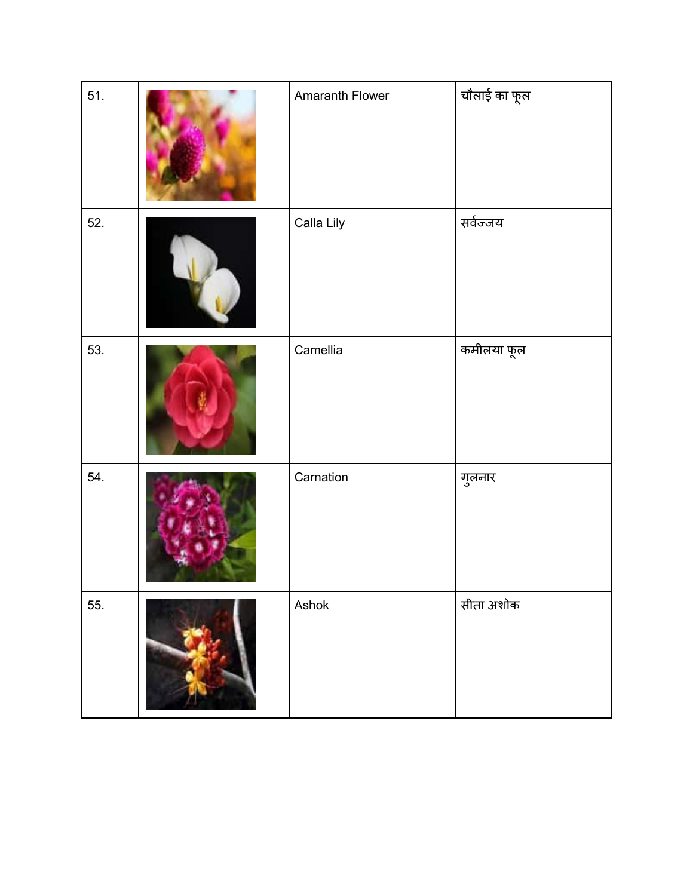| | | | |
|---|---|---|---|
| 51. | | Amaranth Flower | चौलाई का फूल |
| 52. | | Calla Lily | सर्वज्जय |
| 53. | | Camellia | कमीलया फूल |
| 54. | | Carnation | गुलनार |
| 55. | | Ashok | सीता अशोक |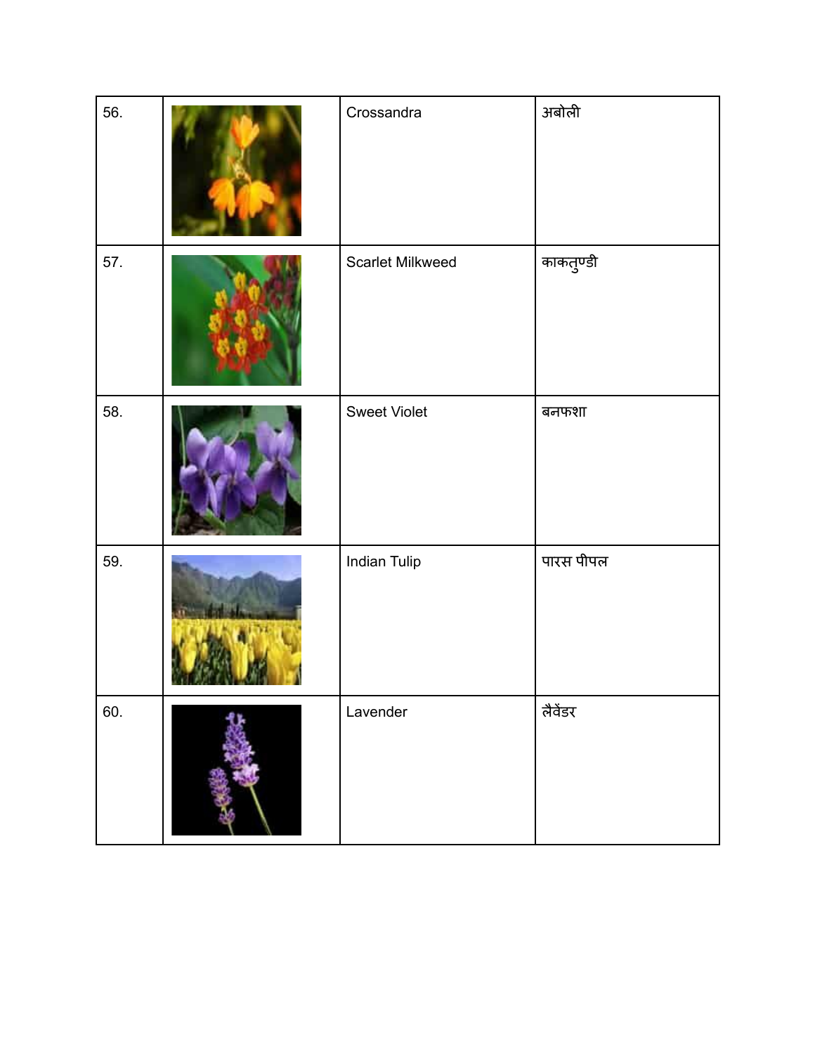| | | | |
|---|---|---|---|
| 56. | | Crossandra | अबोली |
| 57. | | Scarlet Milkweed | काकतुण्डी |
| 58. | | Sweet Violet | बनफशा |
| 59. | | Indian Tulip | पारस पीपल |
| 60. | | Lavender | लैवेंडर |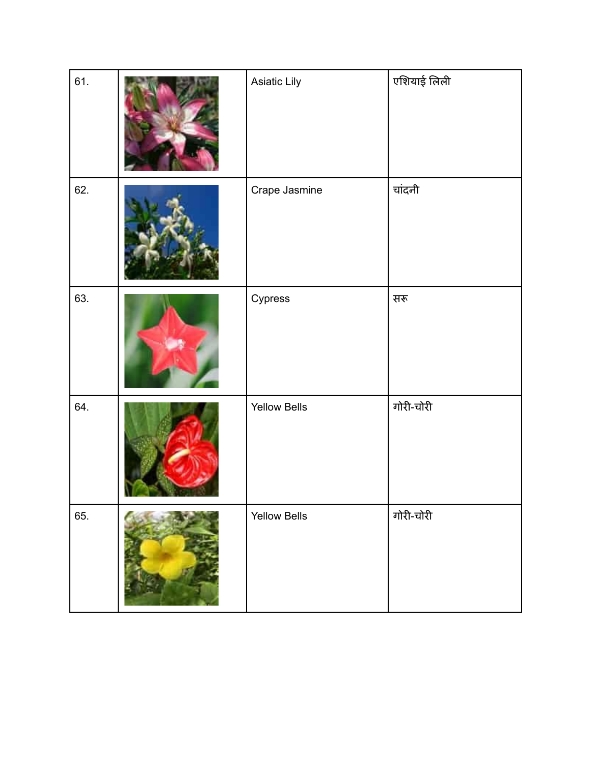| 61. | | Asiatic Lily | एशियाई लिली |
|---|---|---|---|
| 62. | | Crape Jasmine | चांदनी |
| 63. | | Cypress | सरू |
| 64. | | Yellow Bells | गोरी-चोरी |
| 65. | | Yellow Bells | गोरी-चोरी |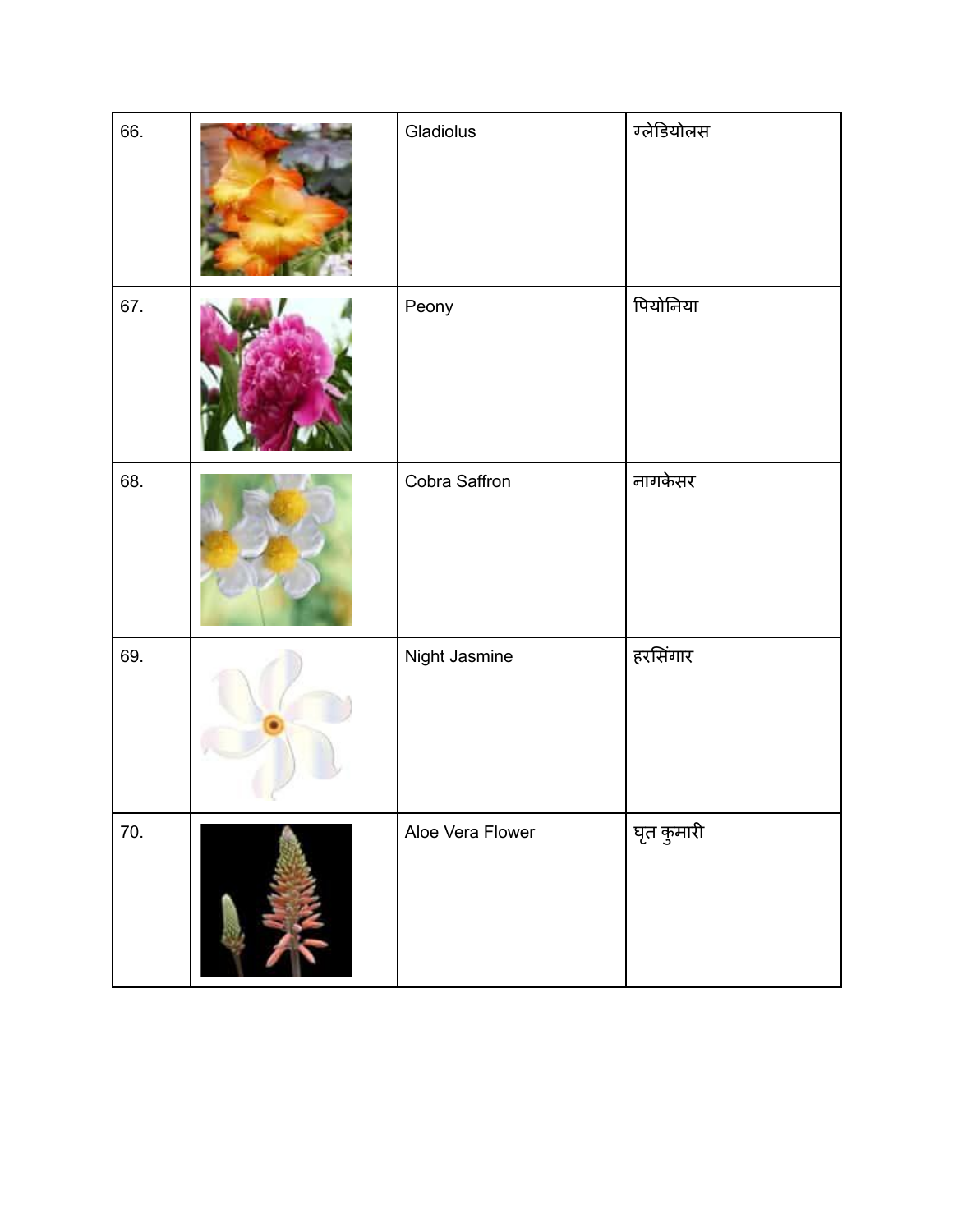| 66. | | Gladiolus | ग्लेडियोलस |
|---|---|---|---|
| 67. | | Peony | पियोनिया |
| 68. | | Cobra Saffron | नागकेसर |
| 69. | | Night Jasmine | हरसिंगार |
| 70. | | Aloe Vera Flower | घृत कुमारी |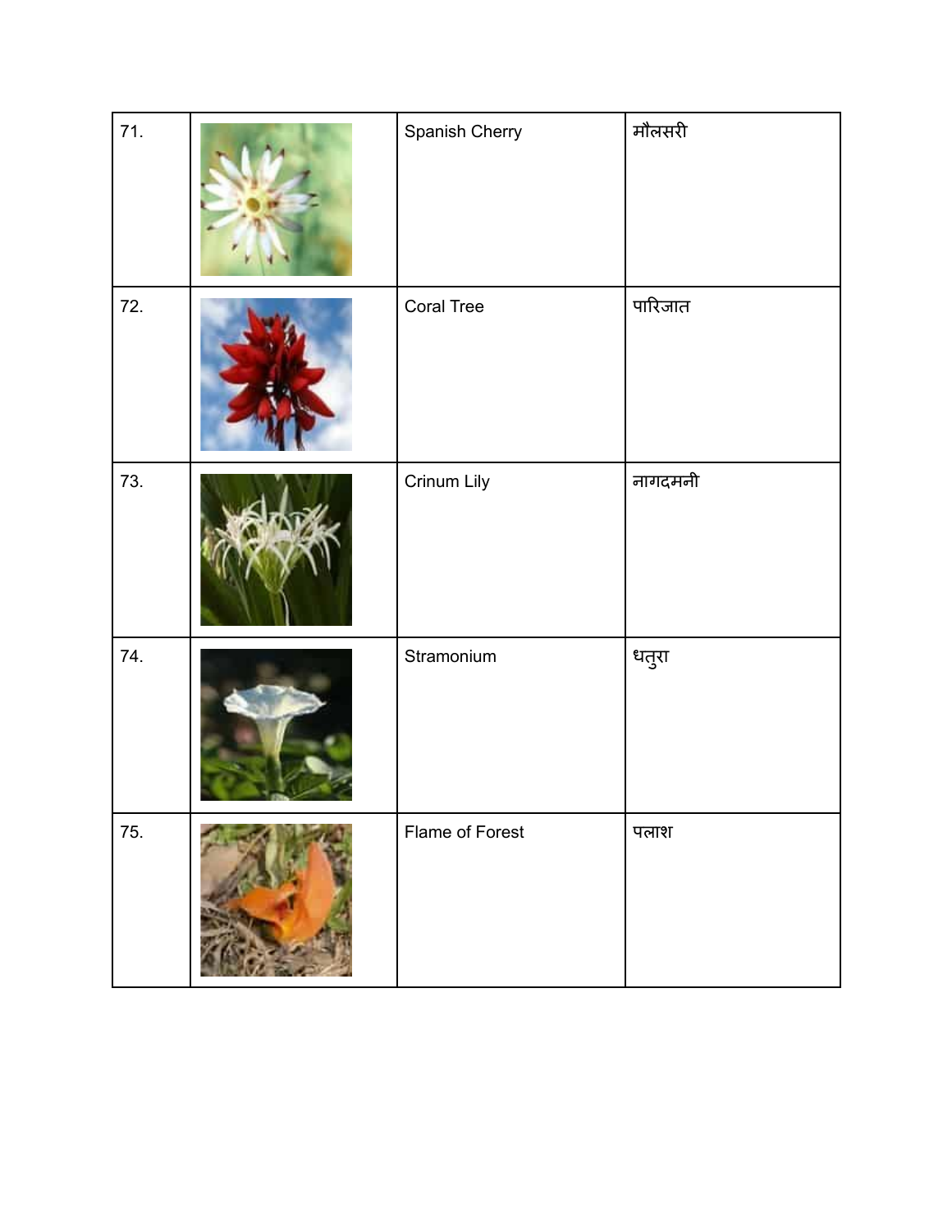| 71. | | Spanish Cherry | मौलसरी |
|---|---|---|---|
| 72. | | Coral Tree | पारिजात |
| 73. | | Crinum Lily | नागदमनी |
| 74. | | Stramonium | धतुरा |
| 75. | | Flame of Forest | पलाश |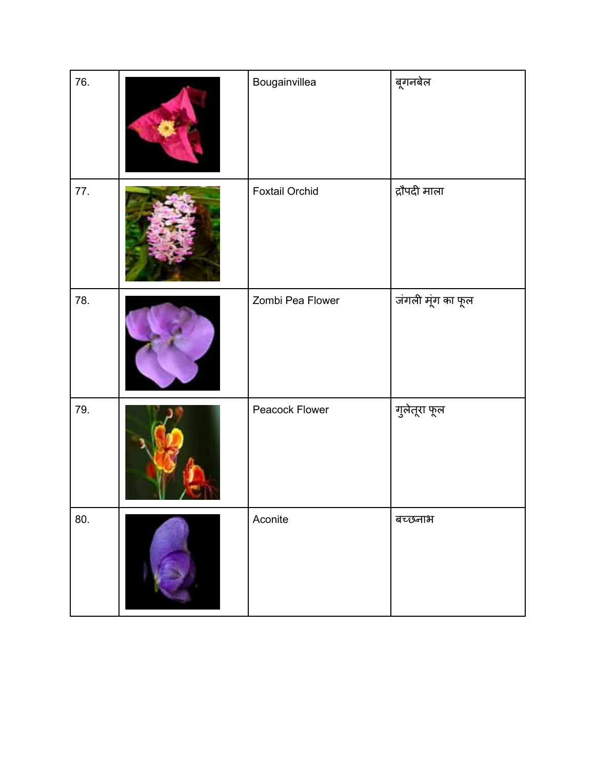| | | | |
|---|---|---|---|
| 76. | | Bougainvillea | बूगनबेल |
| 77. | | Foxtail Orchid | द्रौपदी माला |
| 78. | | Zombi Pea Flower | जंगली मूंग का फूल |
| 79. | | Peacock Flower | गुलेतूरा फूल |
| 80. | | Aconite | बच्छनाभ |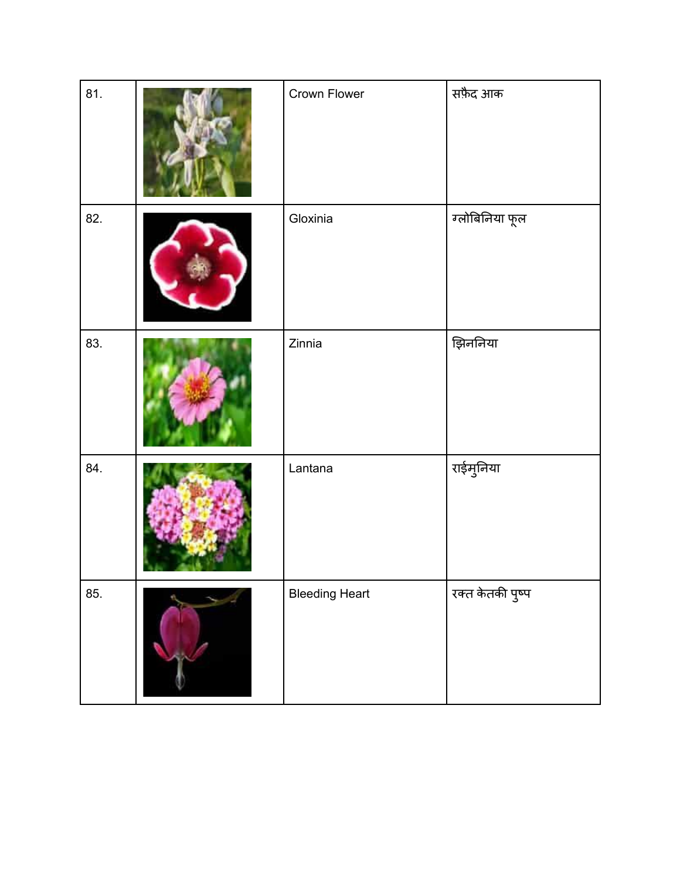| | | | |
|---|---|---|---|
| 81. | | Crown Flower | सफ़ैद आक |
| 82. | | Gloxinia | ग्लोबिनिया फूल |
| 83. | | Zinnia | झिननिया |
| 84. | | Lantana | राईमुनिया |
| 85. | | Bleeding Heart | रक्त केतकी पुष्प |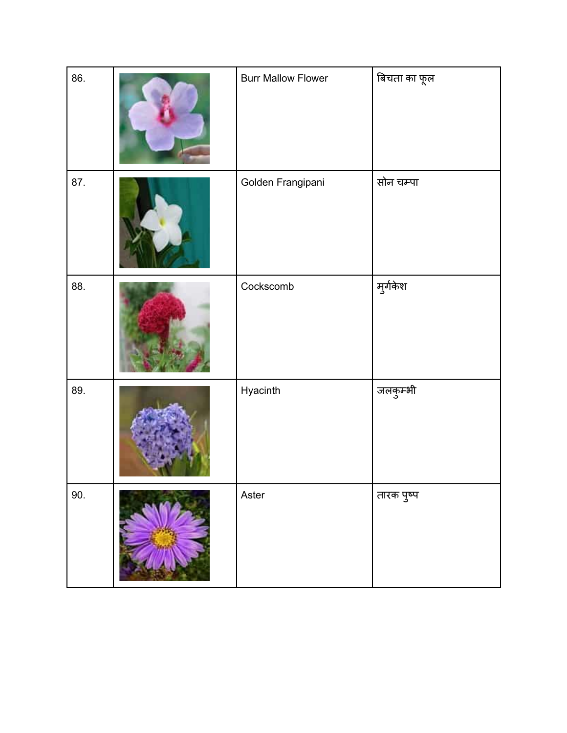| 86. | | Burr Mallow Flower | बिचता का फूल |
|---|---|---|---|
| 87. | | Golden Frangipani | सोन चम्पा |
| 88. | | Cockscomb | मुर्गकेश |
| 89. | | Hyacinth | जलकुम्भी |
| 90. | | Aster | तारक पुष्प |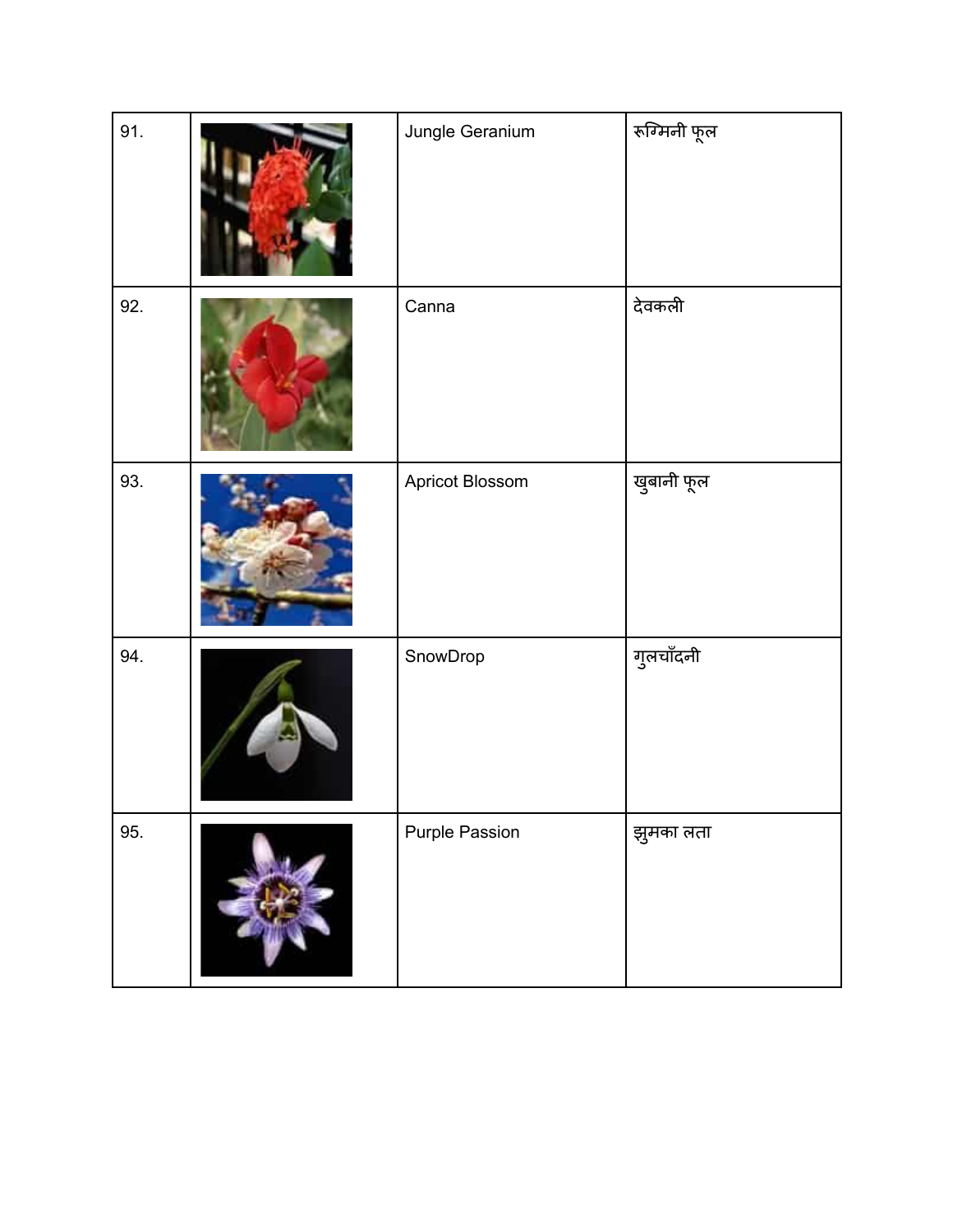| | | | |
|---|---|---|---|
| 91. | | Jungle Geranium | रुग्मिनी फूल |
| 92. | | Canna | देवकली |
| 93. | | Apricot Blossom | खुबानी फूल |
| 94. | | SnowDrop | गुलचाँदनी |
| 95. | | Purple Passion | झुमका लता |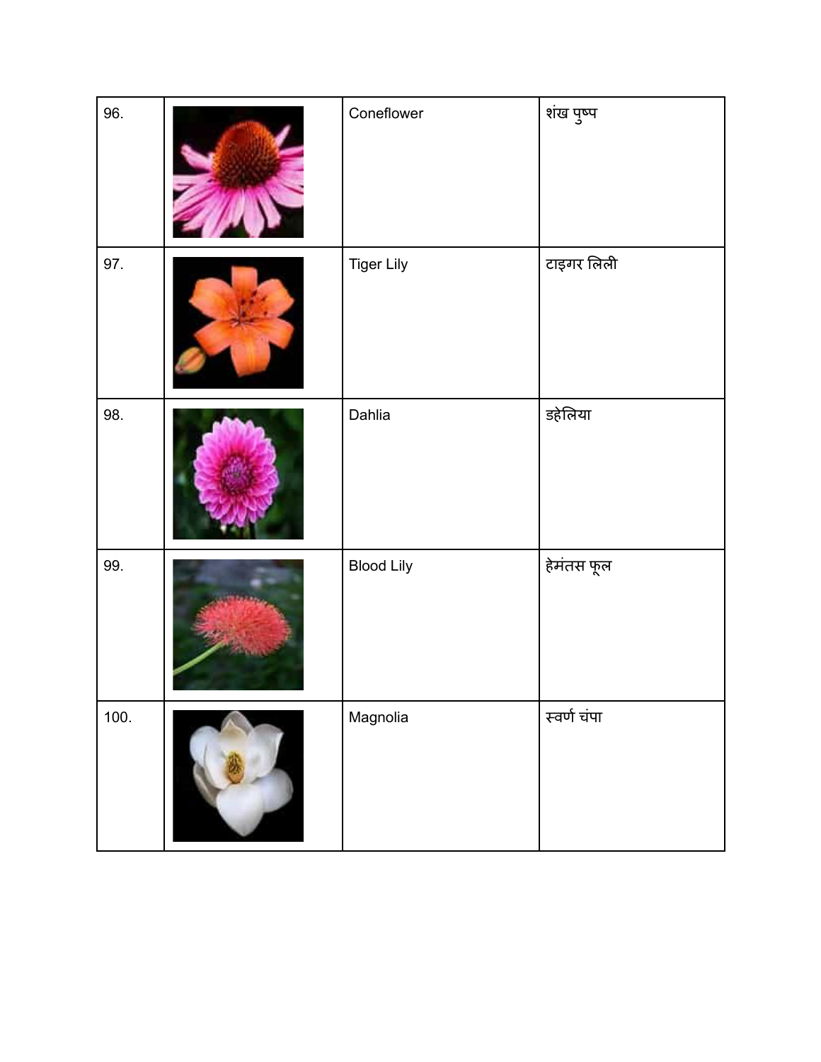| | | | |
|---|---|---|---|
| 96. | | Coneflower | शंख पुष्प |
| 97. | | Tiger Lily | टाइगर लिली |
| 98. | | Dahlia | डहेलिया |
| 99. | | Blood Lily | हेमंतस फूल |
| 100. | | Magnolia | स्वर्ण चंपा |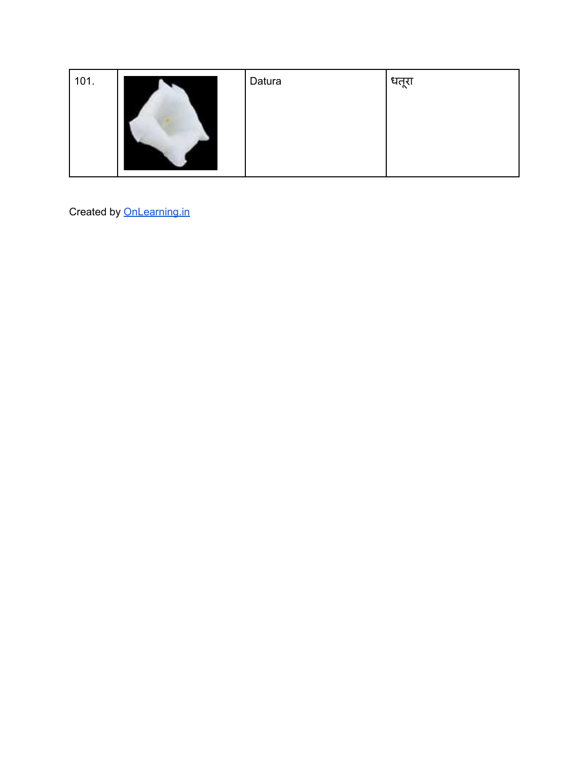| | | | |
|---|---|---|---|
| 101. | | Datura | धतूरा |

Created by [OnLearning.in](OnLearning.in)